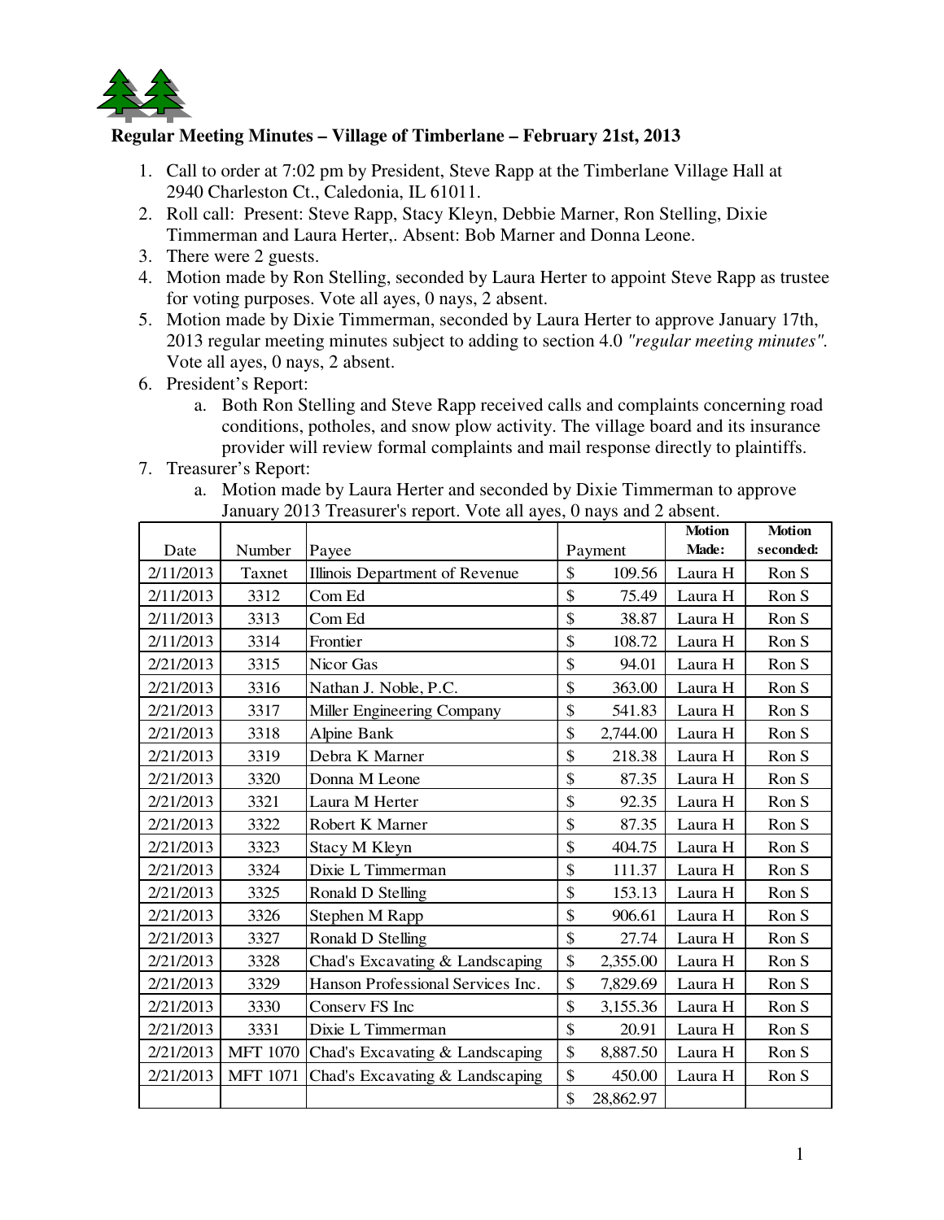**Regular Meeting Minutes – Village of Timberlane – February 21st, 2013**

1. Call to order at 7:02 pm by President, Steve Rapp at the Timberlane Village Hall at 2940 Charleston Ct., Caledonia, IL 61011.
2. Roll call: Present: Steve Rapp, Stacy Kleyn, Debbie Marner, Ron Stelling, Dixie Timmerman and Laura Herter,. Absent: Bob Marner and Donna Leone.
3. There were 2 guests.
4. Motion made by Ron Stelling, seconded by Laura Herter to appoint Steve Rapp as trustee for voting purposes. Vote all ayes, 0 nays, 2 absent.
5. Motion made by Dixie Timmerman, seconded by Laura Herter to approve January 17th, 2013 regular meeting minutes subject to adding to section 4.0 *"regular meeting minutes".* Vote all ayes, 0 nays, 2 absent.
6. President's Report:
   a. Both Ron Stelling and Steve Rapp received calls and complaints concerning road conditions, potholes, and snow plow activity. The village board and its insurance provider will review formal complaints and mail response directly to plaintiffs.
7. Treasurer's Report:
   a. Motion made by Laura Herter and seconded by Dixie Timmerman to approve January 2013 Treasurer's report. Vote all ayes, 0 nays and 2 absent.

| Date | Number | Payee | Payment | Motion Made: | Motion seconded: |
|---|---|---|---|---|---|
| 2/11/2013 | Taxnet | Illinois Department of Revenue | $ 109.56 | Laura H | Ron S |
| 2/11/2013 | 3312 | Com Ed | $ 75.49 | Laura H | Ron S |
| 2/11/2013 | 3313 | Com Ed | $ 38.87 | Laura H | Ron S |
| 2/11/2013 | 3314 | Frontier | $ 108.72 | Laura H | Ron S |
| 2/21/2013 | 3315 | Nicor Gas | $ 94.01 | Laura H | Ron S |
| 2/21/2013 | 3316 | Nathan J. Noble, P.C. | $ 363.00 | Laura H | Ron S |
| 2/21/2013 | 3317 | Miller Engineering Company | $ 541.83 | Laura H | Ron S |
| 2/21/2013 | 3318 | Alpine Bank | $ 2,744.00 | Laura H | Ron S |
| 2/21/2013 | 3319 | Debra K Marner | $ 218.38 | Laura H | Ron S |
| 2/21/2013 | 3320 | Donna M Leone | $ 87.35 | Laura H | Ron S |
| 2/21/2013 | 3321 | Laura M Herter | $ 92.35 | Laura H | Ron S |
| 2/21/2013 | 3322 | Robert K Marner | $ 87.35 | Laura H | Ron S |
| 2/21/2013 | 3323 | Stacy M Kleyn | $ 404.75 | Laura H | Ron S |
| 2/21/2013 | 3324 | Dixie L Timmerman | $ 111.37 | Laura H | Ron S |
| 2/21/2013 | 3325 | Ronald D Stelling | $ 153.13 | Laura H | Ron S |
| 2/21/2013 | 3326 | Stephen M Rapp | $ 906.61 | Laura H | Ron S |
| 2/21/2013 | 3327 | Ronald D Stelling | $ 27.74 | Laura H | Ron S |
| 2/21/2013 | 3328 | Chad's Excavating & Landscaping | $ 2,355.00 | Laura H | Ron S |
| 2/21/2013 | 3329 | Hanson Professional Services Inc. | $ 7,829.69 | Laura H | Ron S |
| 2/21/2013 | 3330 | Conserv FS Inc | $ 3,155.36 | Laura H | Ron S |
| 2/21/2013 | 3331 | Dixie L Timmerman | $ 20.91 | Laura H | Ron S |
| 2/21/2013 | MFT 1070 | Chad's Excavating & Landscaping | $ 8,887.50 | Laura H | Ron S |
| 2/21/2013 | MFT 1071 | Chad's Excavating & Landscaping | $ 450.00 | Laura H | Ron S |
| | | | $ 28,862.97 | | |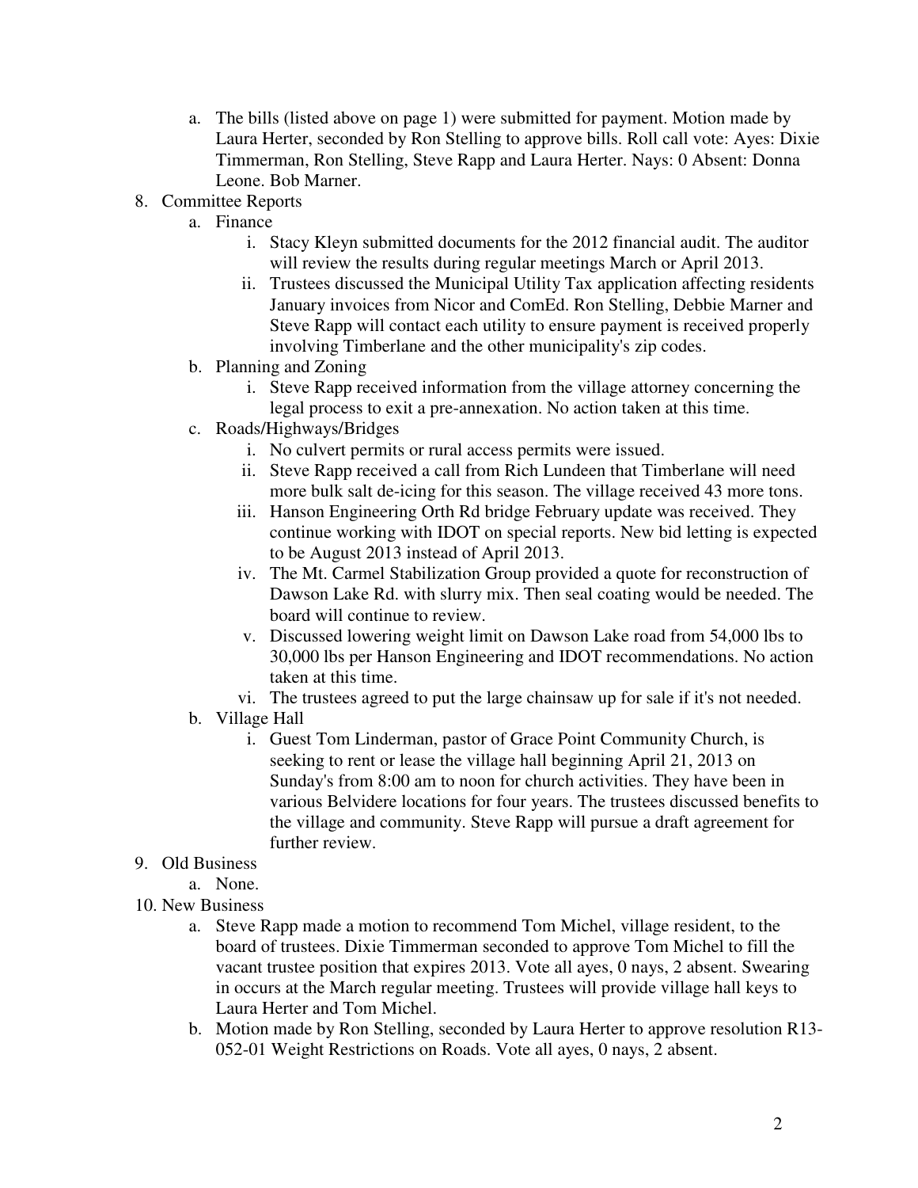a. The bills (listed above on page 1) were submitted for payment. Motion made by Laura Herter, seconded by Ron Stelling to approve bills. Roll call vote: Ayes: Dixie Timmerman, Ron Stelling, Steve Rapp and Laura Herter. Nays: 0 Absent: Donna Leone. Bob Marner.

8. Committee Reports
   a. Finance
      i. Stacy Kleyn submitted documents for the 2012 financial audit. The auditor will review the results during regular meetings March or April 2013.
      ii. Trustees discussed the Municipal Utility Tax application affecting residents January invoices from Nicor and ComEd. Ron Stelling, Debbie Marner and Steve Rapp will contact each utility to ensure payment is received properly involving Timberlane and the other municipality's zip codes.
   b. Planning and Zoning
      i. Steve Rapp received information from the village attorney concerning the legal process to exit a pre-annexation. No action taken at this time.
   c. Roads/Highways/Bridges
      i. No culvert permits or rural access permits were issued.
      ii. Steve Rapp received a call from Rich Lundeen that Timberlane will need more bulk salt de-icing for this season. The village received 43 more tons.
      iii. Hanson Engineering Orth Rd bridge February update was received. They continue working with IDOT on special reports. New bid letting is expected to be August 2013 instead of April 2013.
      iv. The Mt. Carmel Stabilization Group provided a quote for reconstruction of Dawson Lake Rd. with slurry mix. Then seal coating would be needed. The board will continue to review.
      v. Discussed lowering weight limit on Dawson Lake road from 54,000 lbs to 30,000 lbs per Hanson Engineering and IDOT recommendations. No action taken at this time.
      vi. The trustees agreed to put the large chainsaw up for sale if it's not needed.
   b. Village Hall
      i. Guest Tom Linderman, pastor of Grace Point Community Church, is seeking to rent or lease the village hall beginning April 21, 2013 on Sunday's from 8:00 am to noon for church activities. They have been in various Belvidere locations for four years. The trustees discussed benefits to the village and community. Steve Rapp will pursue a draft agreement for further review.

9. Old Business
   a. None.

10. New Business
   a. Steve Rapp made a motion to recommend Tom Michel, village resident, to the board of trustees. Dixie Timmerman seconded to approve Tom Michel to fill the vacant trustee position that expires 2013. Vote all ayes, 0 nays, 2 absent. Swearing in occurs at the March regular meeting. Trustees will provide village hall keys to Laura Herter and Tom Michel.
   b. Motion made by Ron Stelling, seconded by Laura Herter to approve resolution R13-052-01 Weight Restrictions on Roads. Vote all ayes, 0 nays, 2 absent.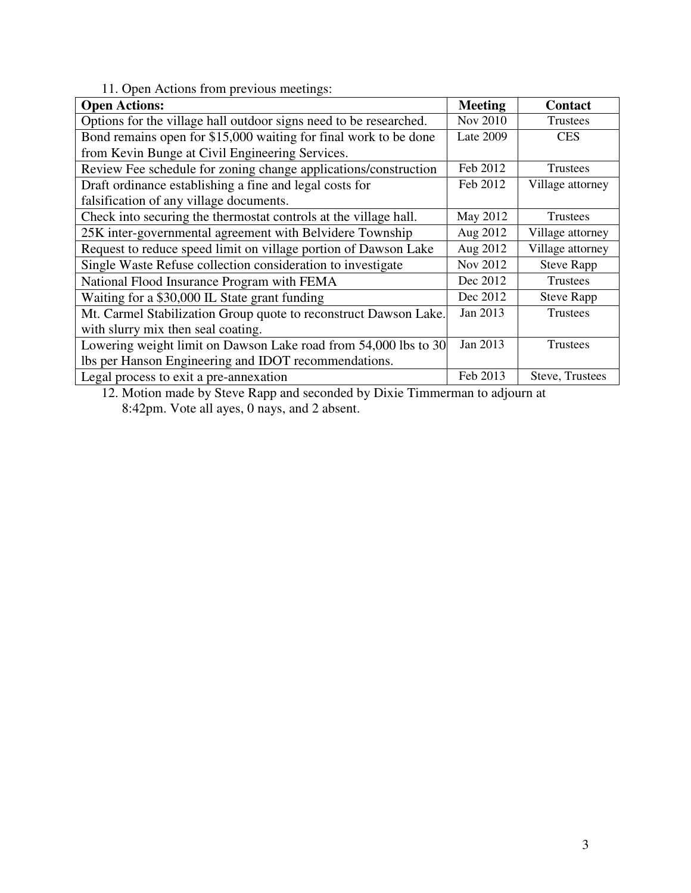11. Open Actions from previous meetings:

| Open Actions: | Meeting | Contact |
|---|---|---|
| Options for the village hall outdoor signs need to be researched. | Nov 2010 | Trustees |
| Bond remains open for $15,000 waiting for final work to be done from Kevin Bunge at Civil Engineering Services. | Late 2009 | CES |
| Review Fee schedule for zoning change applications/construction | Feb 2012 | Trustees |
| Draft ordinance establishing a fine and legal costs for falsification of any village documents. | Feb 2012 | Village attorney |
| Check into securing the thermostat controls at the village hall. | May 2012 | Trustees |
| 25K inter-governmental agreement with Belvidere Township | Aug 2012 | Village attorney |
| Request to reduce speed limit on village portion of Dawson Lake | Aug 2012 | Village attorney |
| Single Waste Refuse collection consideration to investigate | Nov 2012 | Steve Rapp |
| National Flood Insurance Program with FEMA | Dec 2012 | Trustees |
| Waiting for a $30,000 IL State grant funding | Dec 2012 | Steve Rapp |
| Mt. Carmel Stabilization Group quote to reconstruct Dawson Lake. with slurry mix then seal coating. | Jan 2013 | Trustees |
| Lowering weight limit on Dawson Lake road from 54,000 lbs to 30 lbs per Hanson Engineering and IDOT recommendations. | Jan 2013 | Trustees |
| Legal process to exit a pre-annexation | Feb 2013 | Steve, Trustees |

12. Motion made by Steve Rapp and seconded by Dixie Timmerman to adjourn at 8:42pm. Vote all ayes, 0 nays, and 2 absent.